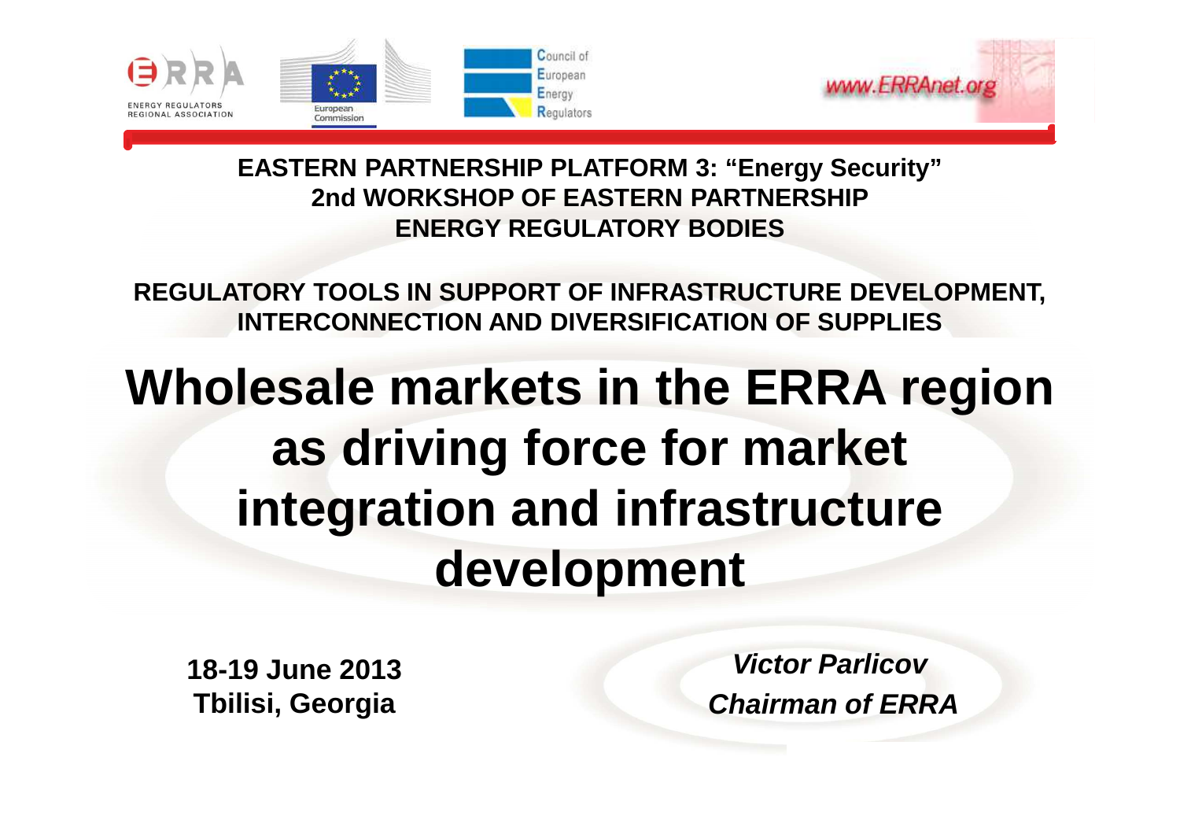**EASTERN PARTNERSHIP PLATFORM 3: "Energy Security"**
**2nd WORKSHOP OF EASTERN PARTNERSHIP**
**ENERGY REGULATORY BODIES**

**REGULATORY TOOLS IN SUPPORT OF INFRASTRUCTURE DEVELOPMENT, INTERCONNECTION AND DIVERSIFICATION OF SUPPLIES**

# Wholesale markets in the ERRA region as driving force for market integration and infrastructure development

**18-19 June 2013**
**Tbilisi, Georgia**

***Victor Parlicov***
***Chairman of ERRA***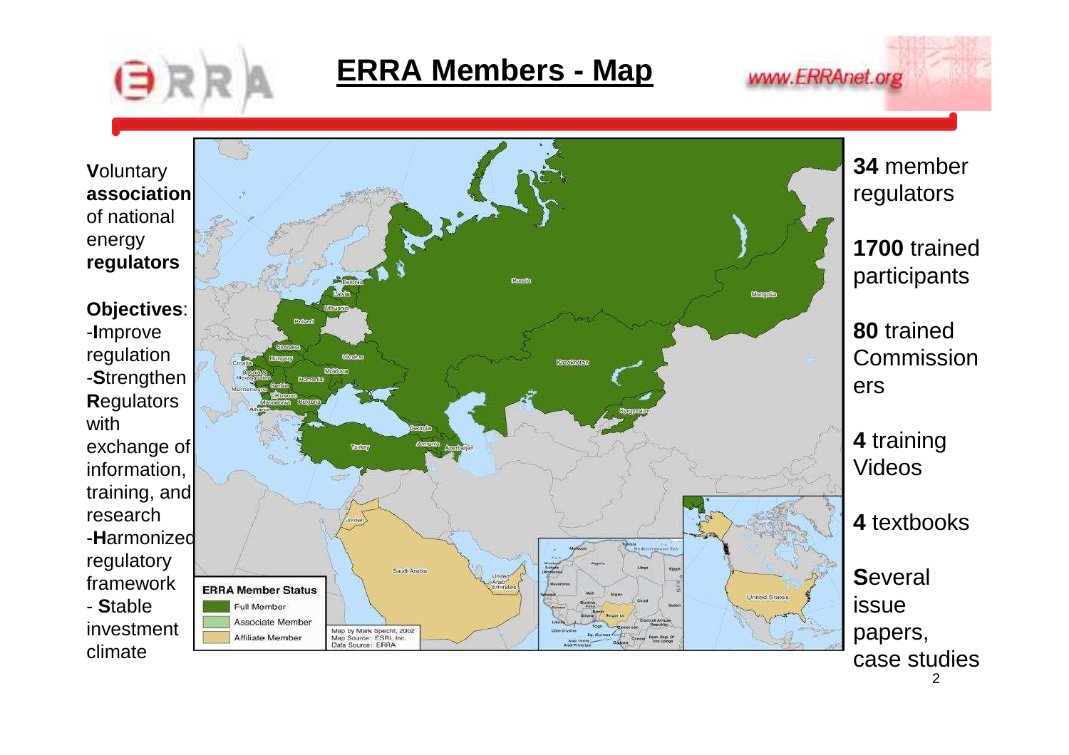# ERRA Members - Map

**V**oluntary **association** of national energy **regulators**

**Objectives**:
- -**I**mprove regulation
- -**S**trengthen **R**egulators with exchange of information, training, and research
- -**H**armonized regulatory framework
- **S**table investment climate

| ERRA Member Status |
| --- |
| Full Member |
| Associate Member |
| Affiliate Member |

Map by Mark Specht, 2002
Map Source: ESRI, Inc.
Data Source: ERRA

**34** member regulators

**1700** trained participants

**80** trained Commissioners

**4** training Videos

**4** textbooks

**S**everal issue papers, case studies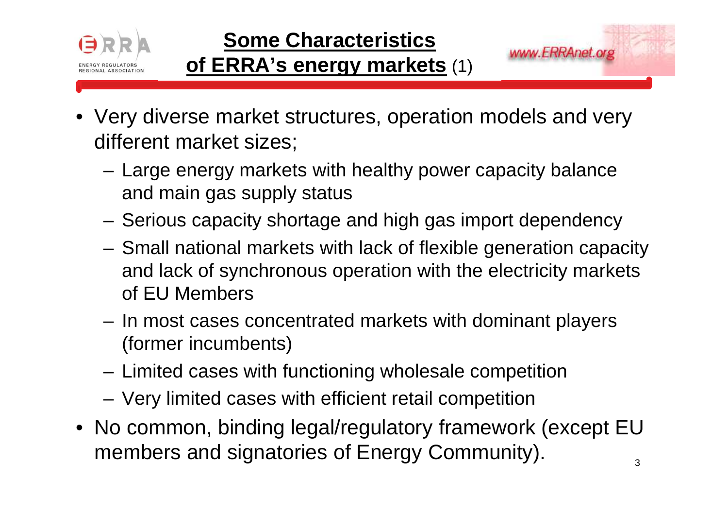# Some Characteristics of ERRA's energy markets (1)

- Very diverse market structures, operation models and very different market sizes;
  - Large energy markets with healthy power capacity balance and main gas supply status
  - Serious capacity shortage and high gas import dependency
  - Small national markets with lack of flexible generation capacity and lack of synchronous operation with the electricity markets of EU Members
  - In most cases concentrated markets with dominant players (former incumbents)
  - Limited cases with functioning wholesale competition
  - Very limited cases with efficient retail competition
- No common, binding legal/regulatory framework (except EU members and signatories of Energy Community).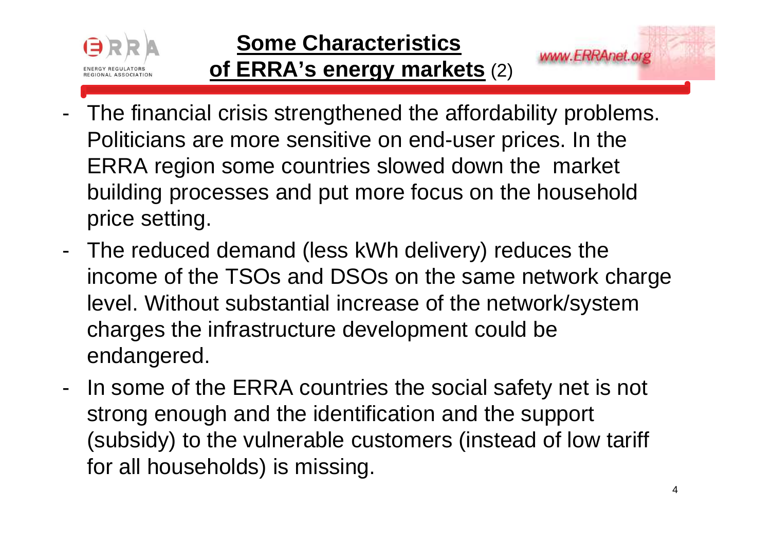# Some Characteristics of ERRA's energy markets (2)

- The financial crisis strengthened the affordability problems. Politicians are more sensitive on end-user prices. In the ERRA region some countries slowed down the market building processes and put more focus on the household price setting.
- The reduced demand (less kWh delivery) reduces the income of the TSOs and DSOs on the same network charge level. Without substantial increase of the network/system charges the infrastructure development could be endangered.
- In some of the ERRA countries the social safety net is not strong enough and the identification and the support (subsidy) to the vulnerable customers (instead of low tariff for all households) is missing.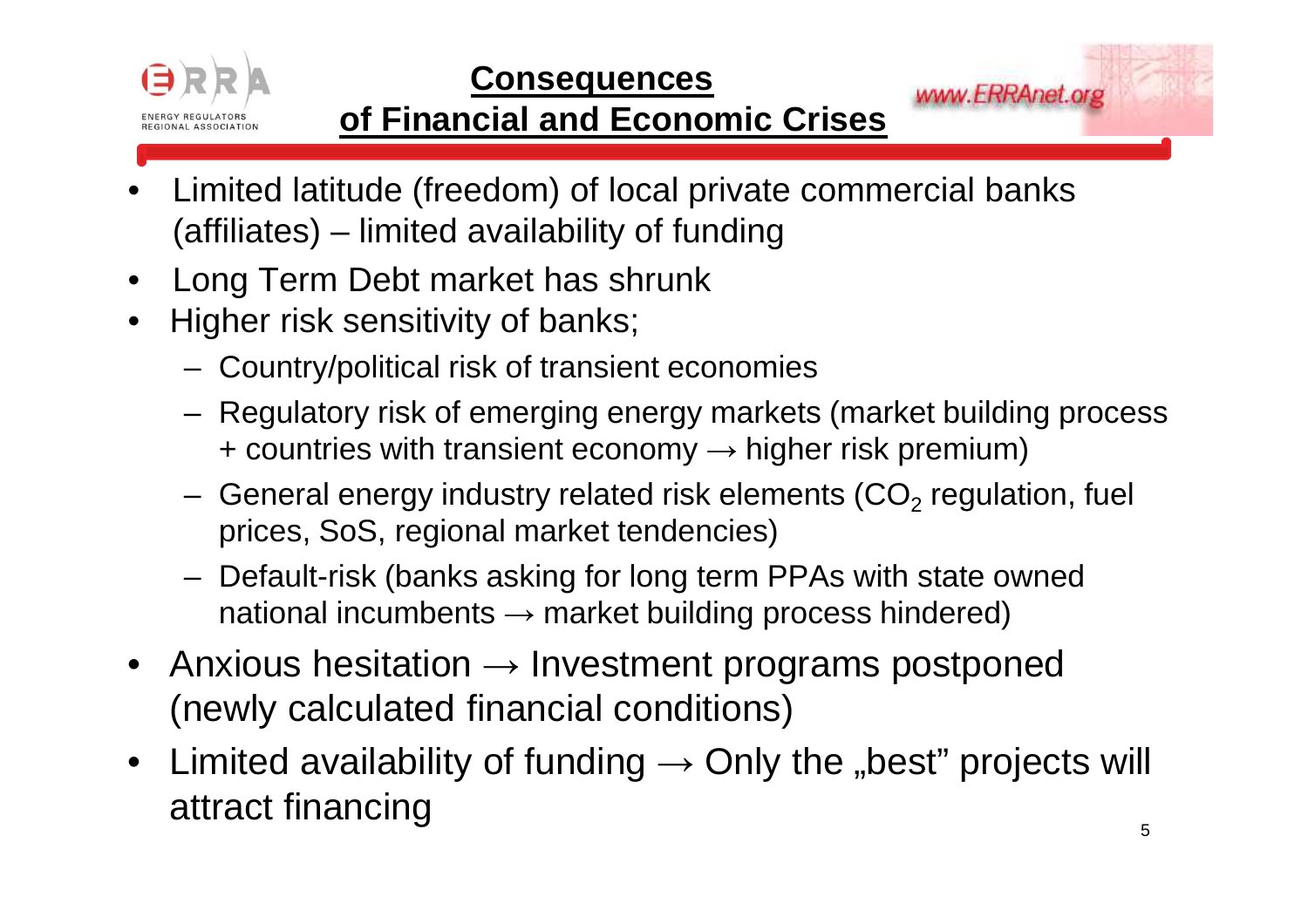# Consequences of Financial and Economic Crises

- Limited latitude (freedom) of local private commercial banks (affiliates) – limited availability of funding
- Long Term Debt market has shrunk
- Higher risk sensitivity of banks;
  - Country/political risk of transient economies
  - Regulatory risk of emerging energy markets (market building process + countries with transient economy → higher risk premium)
  - General energy industry related risk elements ($CO_2$ regulation, fuel prices, SoS, regional market tendencies)
  - Default-risk (banks asking for long term PPAs with state owned national incumbents → market building process hindered)
- Anxious hesitation → Investment programs postponed (newly calculated financial conditions)
- Limited availability of funding → Only the „best" projects will attract financing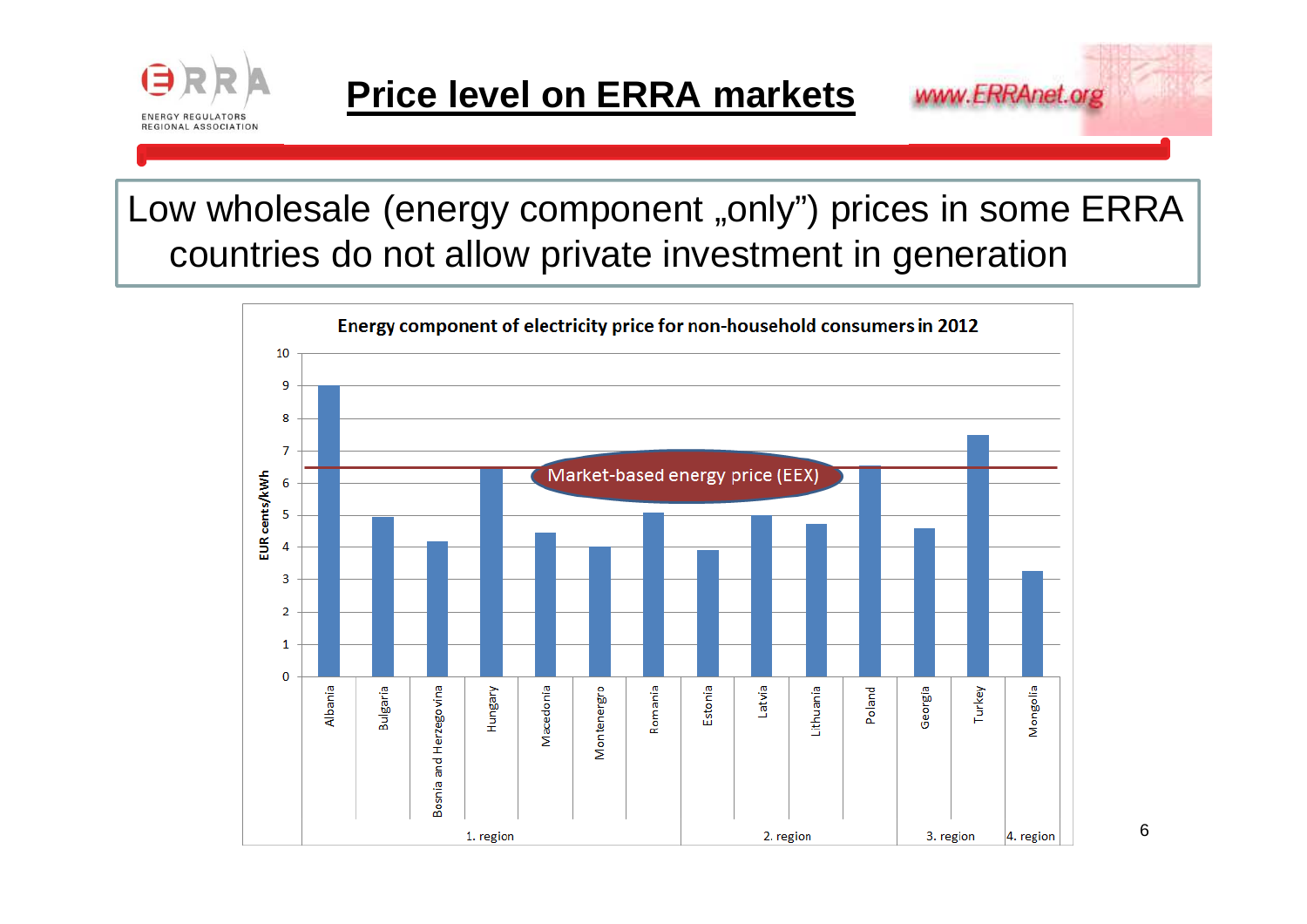# Price level on ERRA markets

Low wholesale (energy component „only") prices in some ERRA countries do not allow private investment in generation

**Energy component of electricity price for non-household consumers in 2012**

EUR cents/kWh

Market-based energy price (EEX)

| Region | Country | EUR cents/kWh (approx.) |
|---|---|---|
| 1. region | Albania | 9.0 |
| 1. region | Bulgaria | 4.9 |
| 1. region | Bosnia and Herzegovina | 4.2 |
| 1. region | Hungary | 6.5 |
| 1. region | Macedonia | 4.5 |
| 1. region | Montenergro | 4.0 |
| 1. region | Romania | 5.1 |
| 2. region | Estonia | 3.9 |
| 2. region | Latvia | 5.0 |
| 2. region | Lithuania | 4.7 |
| 2. region | Poland | 6.5 |
| 3. region | Georgia | 4.6 |
| 3. region | Turkey | 7.5 |
| 4. region | Mongolia | 3.3 |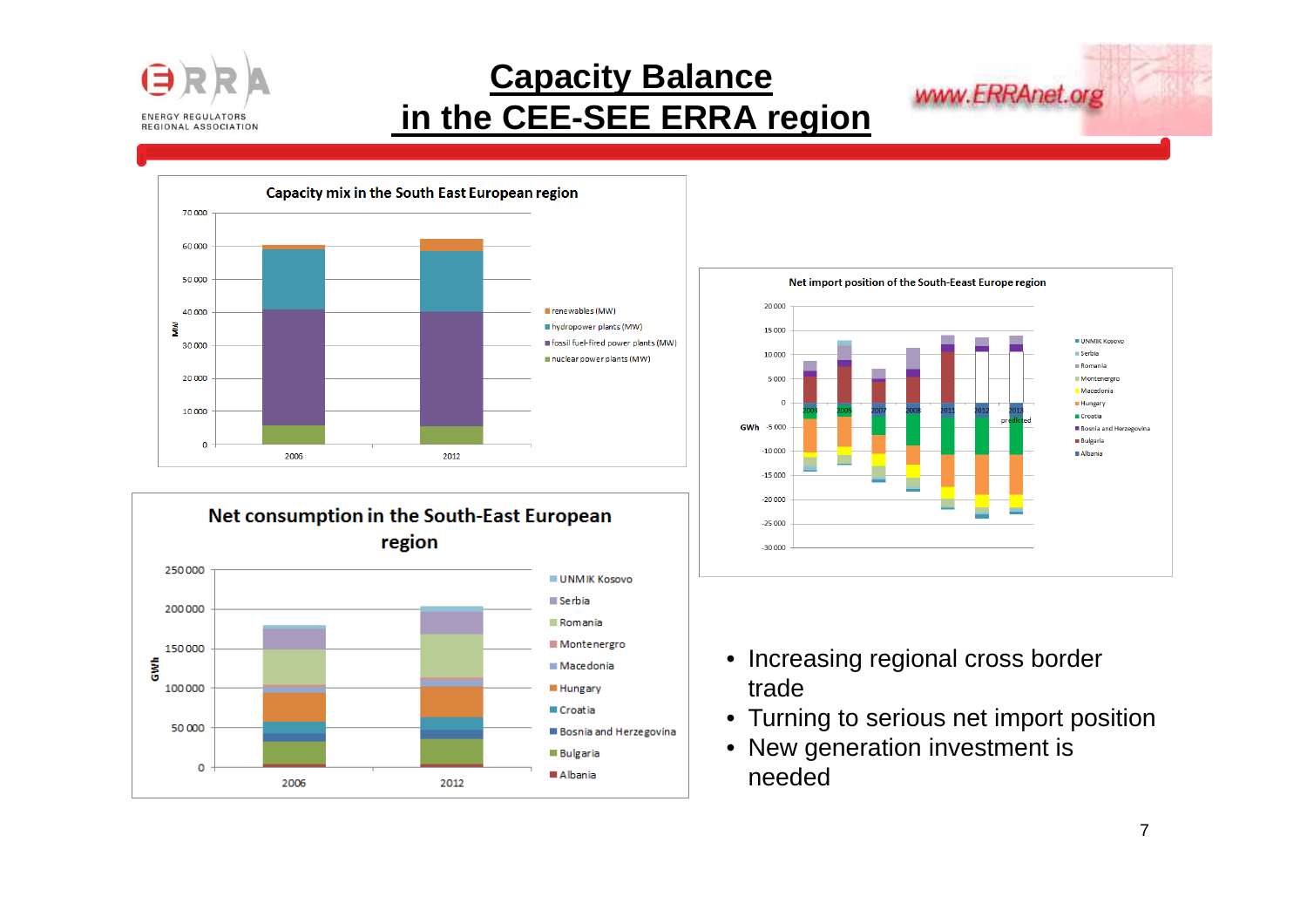# Capacity Balance in the CEE-SEE ERRA region

**Capacity mix in the South East European region**

MW: 70 000, 60 000, 50 000, 40 000, 30 000, 20 000, 10 000, 0

2006, 2012

- renewables (MW)
- hydropower plants (MW)
- fossil fuel-fired power plants (MW)
- nuclear power plants (MW)

**Net import position of the South-Eeast Europe region**

GWh: 20 000, 15 000, 10 000, 5 000, 0, -5 000, -10 000, -15 000, -20 000, -25 000, -30 000

2005, 2006, 2007, 2008, 2011, 2012, 2013 predicted

- UNMIK Kosovo
- Serbia
- Romania
- Montenergro
- Macedonia
- Hungary
- Croatia
- Bosnia and Herzegovina
- Bulgaria
- Albania

**Net consumption in the South-East European region**

GWh: 250 000, 200 000, 150 000, 100 000, 50 000, 0

2006, 2012

- UNMIK Kosovo
- Serbia
- Romania
- Montenergro
- Macedonia
- Hungary
- Croatia
- Bosnia and Herzegovina
- Bulgaria
- Albania

- Increasing regional cross border trade
- Turning to serious net import position
- New generation investment is needed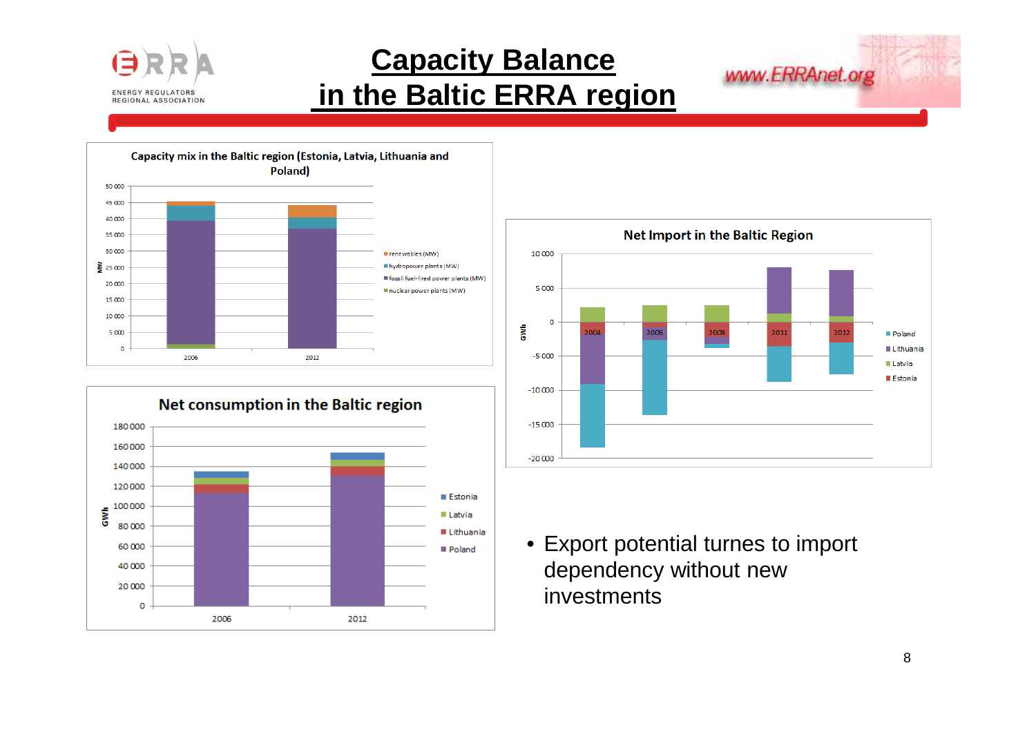# Capacity Balance in the Baltic ERRA region

**Capacity mix in the Baltic region (Estonia, Latvia, Lithuania and Poland)**

MW; 2006, 2012; renewables (MW), hydropower plants (MW), fossil fuel-fired power plants (MW), nuclear power plants (MW)

**Net consumption in the Baltic region**

GWh; 2006, 2012; Estonia, Latvia, Lithuania, Poland

**Net Import in the Baltic Region**

GWh; 2004, 2005, 2008, 2011, 2012; Poland, Lithuania, Latvia, Estonia

- Export potential turnes to import dependency without new investments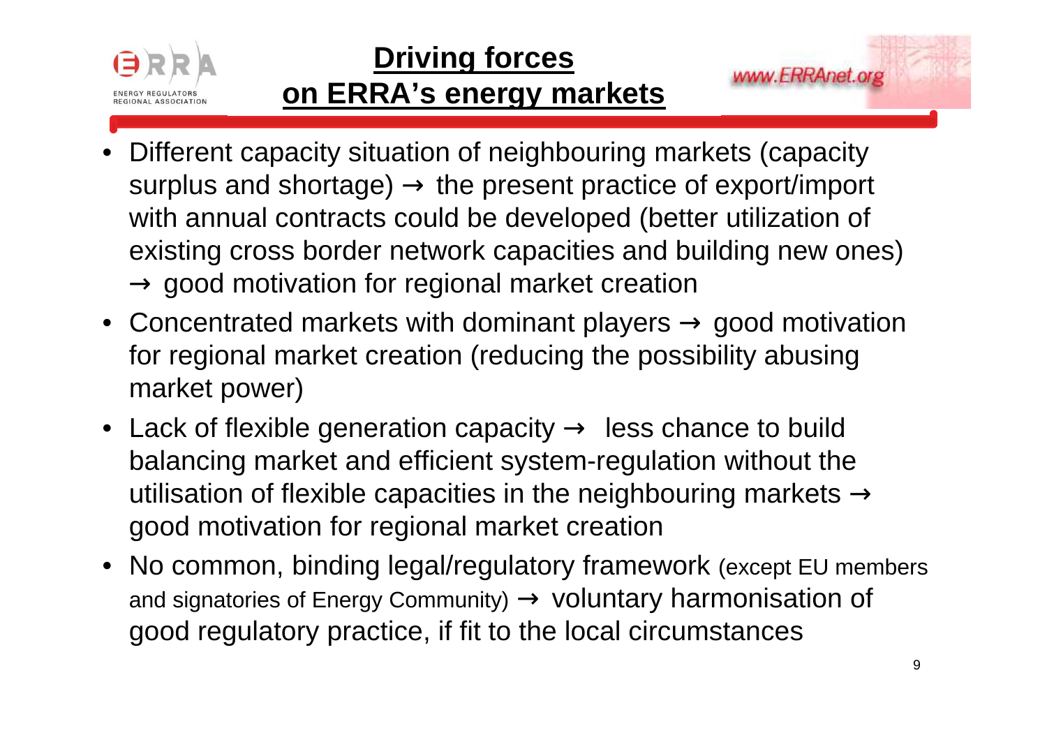# Driving forces on ERRA's energy markets

- Different capacity situation of neighbouring markets (capacity surplus and shortage) → the present practice of export/import with annual contracts could be developed (better utilization of existing cross border network capacities and building new ones) → good motivation for regional market creation
- Concentrated markets with dominant players → good motivation for regional market creation (reducing the possibility abusing market power)
- Lack of flexible generation capacity → less chance to build balancing market and efficient system-regulation without the utilisation of flexible capacities in the neighbouring markets → good motivation for regional market creation
- No common, binding legal/regulatory framework (except EU members and signatories of Energy Community) → voluntary harmonisation of good regulatory practice, if fit to the local circumstances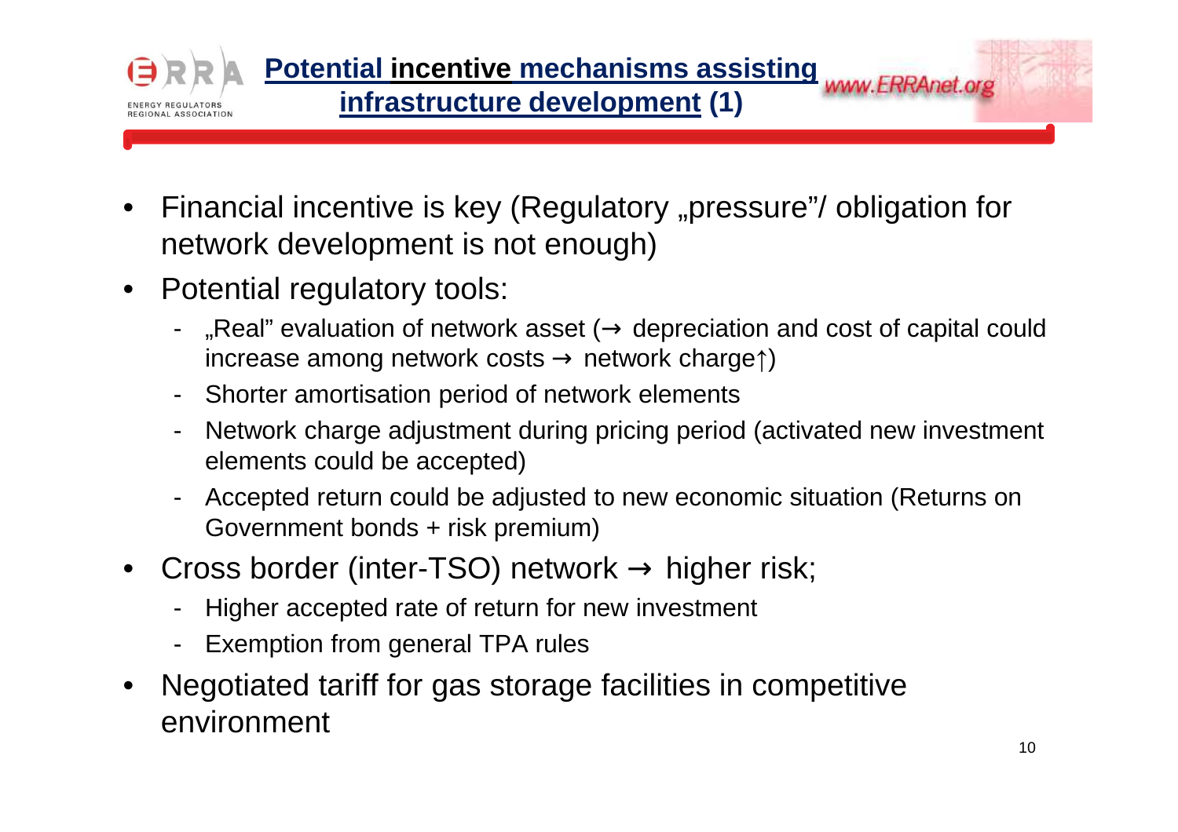# Potential incentive mechanisms assisting infrastructure development (1)

- Financial incentive is key (Regulatory „pressure"/ obligation for network development is not enough)
- Potential regulatory tools:
  - „Real" evaluation of network asset (→ depreciation and cost of capital could increase among network costs → network charge↑)
  - Shorter amortisation period of network elements
  - Network charge adjustment during pricing period (activated new investment elements could be accepted)
  - Accepted return could be adjusted to new economic situation (Returns on Government bonds + risk premium)
- Cross border (inter-TSO) network → higher risk;
  - Higher accepted rate of return for new investment
  - Exemption from general TPA rules
- Negotiated tariff for gas storage facilities in competitive environment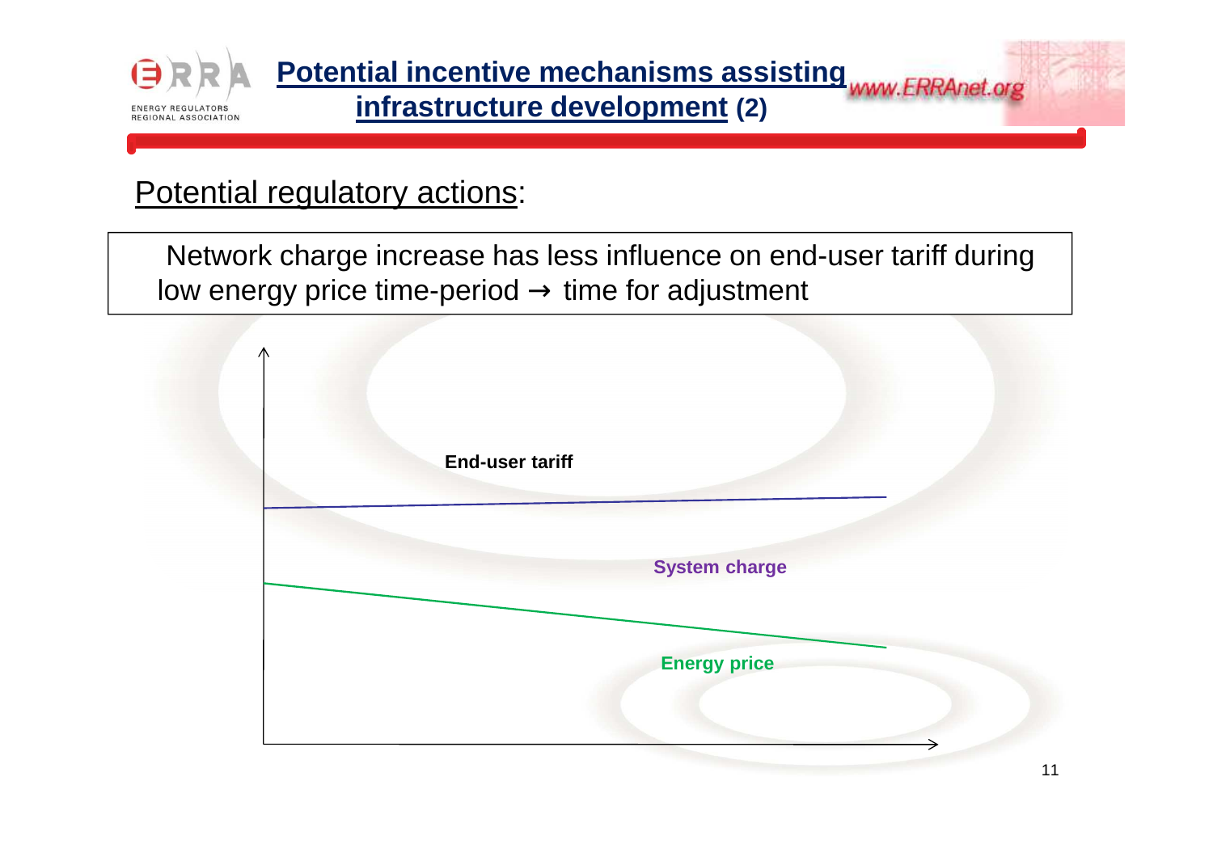# Potential incentive mechanisms assisting infrastructure development (2)

Potential regulatory actions:

Network charge increase has less influence on end-user tariff during low energy price time-period → time for adjustment

End-user tariff

System charge

Energy price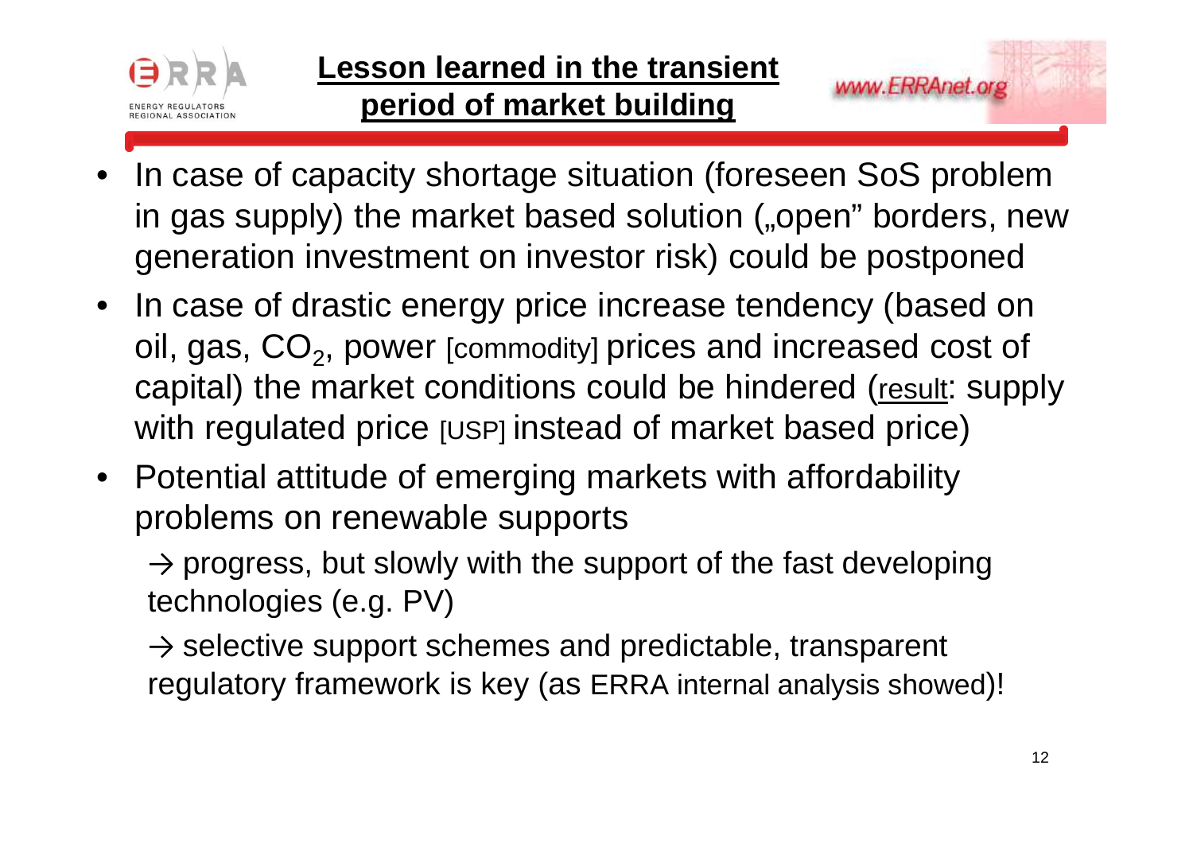# Lesson learned in the transient period of market building

- In case of capacity shortage situation (foreseen SoS problem in gas supply) the market based solution („open” borders, new generation investment on investor risk) could be postponed
- In case of drastic energy price increase tendency (based on oil, gas, $CO_2$, power [commodity] prices and increased cost of capital) the market conditions could be hindered (result: supply with regulated price [USP] instead of market based price)
- Potential attitude of emerging markets with affordability problems on renewable supports

  → progress, but slowly with the support of the fast developing technologies (e.g. PV)

  → selective support schemes and predictable, transparent regulatory framework is key (as ERRA internal analysis showed)!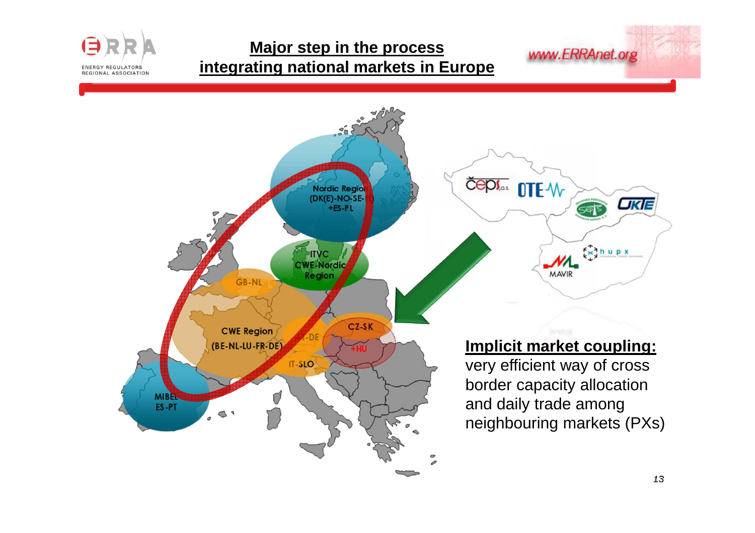# Major step in the process integrating national markets in Europe

Nordic Region (DK(E)-NO-SE-FI) +ES-PL

ITVC CWE-Nordic Region

GB-NL

CWE Region (BE-NL-LU-FR-DE)

FR-DE

CZ-SK +HU

IT-SLO

MIBEL ES-PT

čeps a.s. OTE SEPS OKTE hupx MAVIR

**Implicit market coupling:** very efficient way of cross border capacity allocation and daily trade among neighbouring markets (PXs)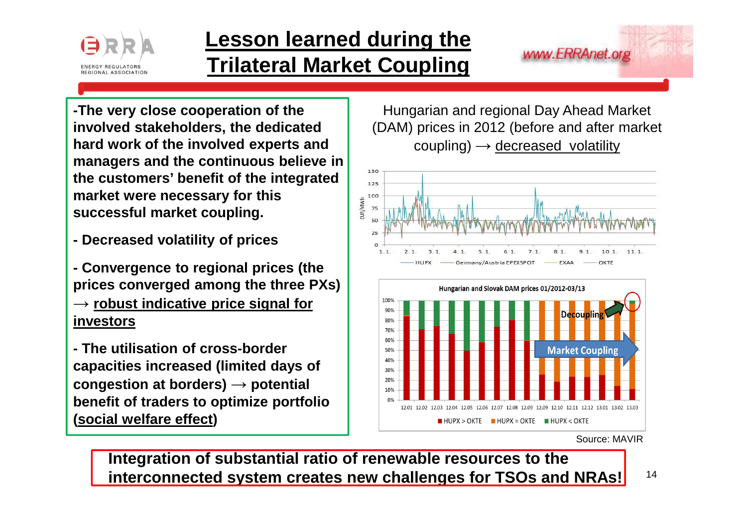# Lesson learned during the Trilateral Market Coupling

**-The very close cooperation of the involved stakeholders, the dedicated hard work of the involved experts and managers and the continuous believe in the customers' benefit of the integrated market were necessary for this successful market coupling.**

**- Decreased volatility of prices**

**- Convergence to regional prices (the prices converged among the three PXs) → <u>robust indicative price signal for investors</u>**

**- The utilisation of cross-border capacities increased (limited days of congestion at borders) → potential benefit of traders to optimize portfolio (<u>social welfare effect</u>)**

Hungarian and regional Day Ahead Market (DAM) prices in 2012 (before and after market coupling) → <u>decreased volatility</u>

Source: MAVIR

**Integration of substantial ratio of renewable resources to the interconnected system creates new challenges for TSOs and NRAs!**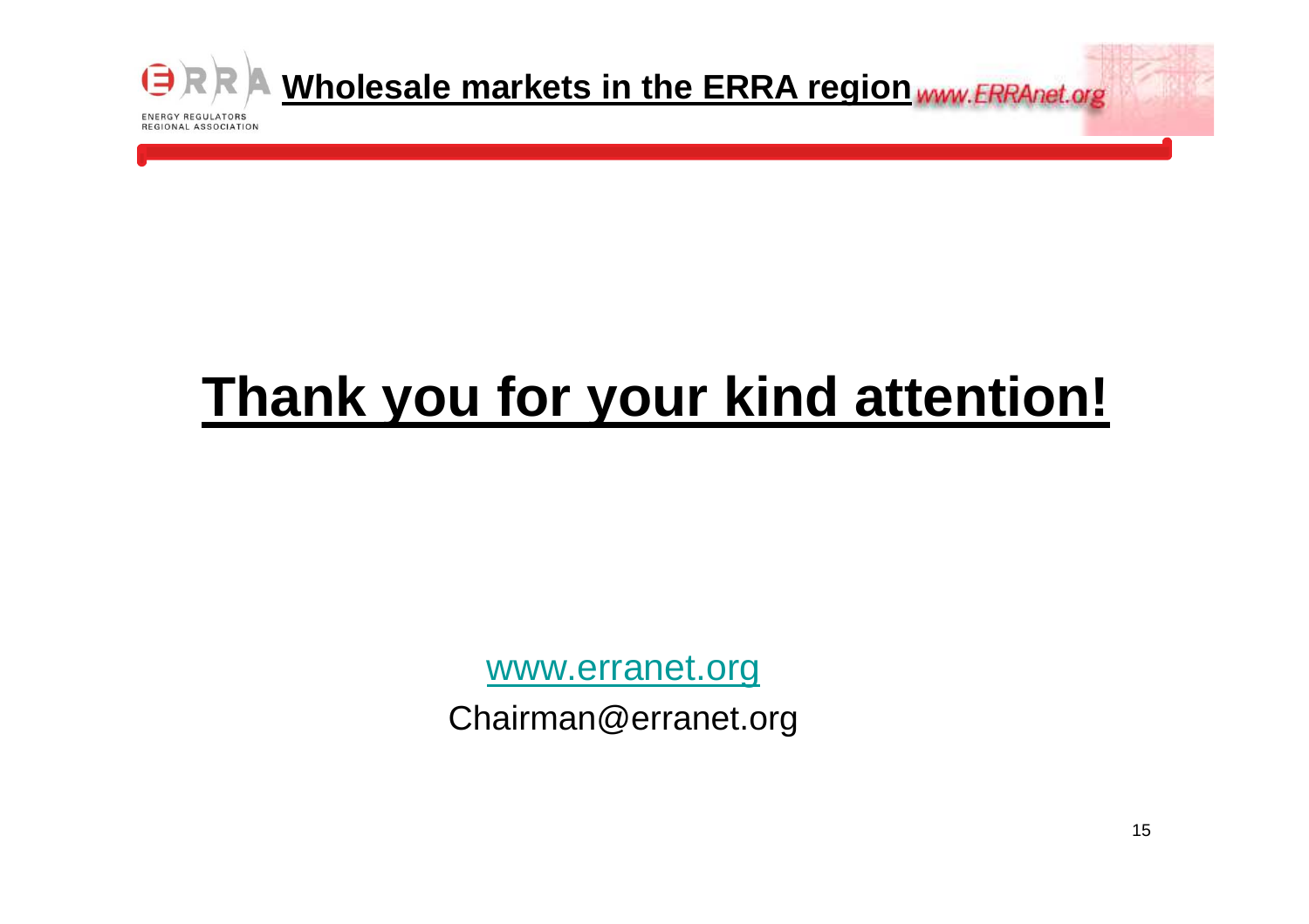# Thank you for your kind attention!

www.erranet.org

Chairman@erranet.org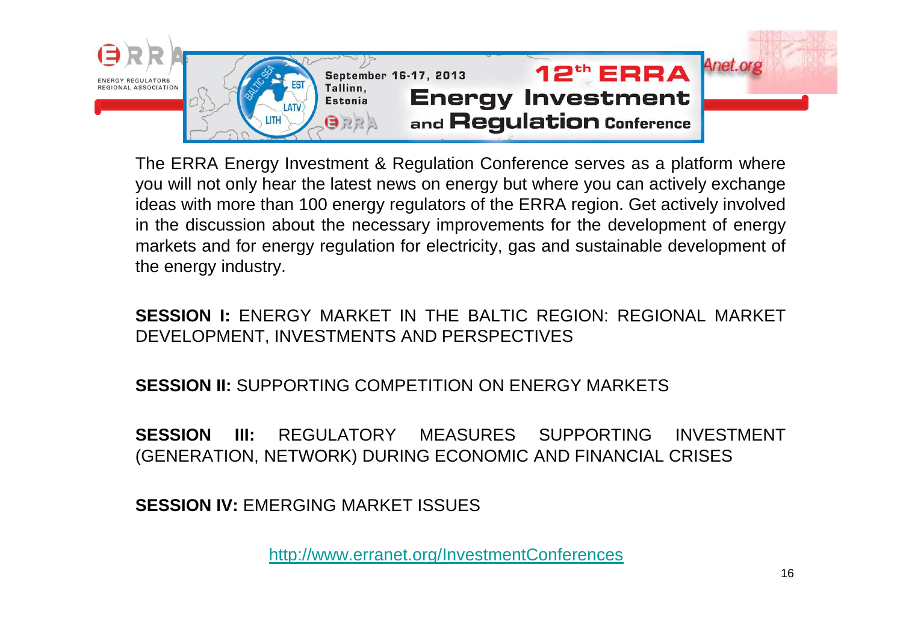ERRA
ENERGY REGULATORS REGIONAL ASSOCIATION

September 16-17, 2013
Tallinn,
Estonia

# 12th ERRA Energy Investment and Regulation Conference

The ERRA Energy Investment & Regulation Conference serves as a platform where you will not only hear the latest news on energy but where you can actively exchange ideas with more than 100 energy regulators of the ERRA region. Get actively involved in the discussion about the necessary improvements for the development of energy markets and for energy regulation for electricity, gas and sustainable development of the energy industry.

**SESSION I:** ENERGY MARKET IN THE BALTIC REGION: REGIONAL MARKET DEVELOPMENT, INVESTMENTS AND PERSPECTIVES

**SESSION II:** SUPPORTING COMPETITION ON ENERGY MARKETS

**SESSION III:** REGULATORY MEASURES SUPPORTING INVESTMENT (GENERATION, NETWORK) DURING ECONOMIC AND FINANCIAL CRISES

**SESSION IV:** EMERGING MARKET ISSUES

http://www.erranet.org/InvestmentConferences